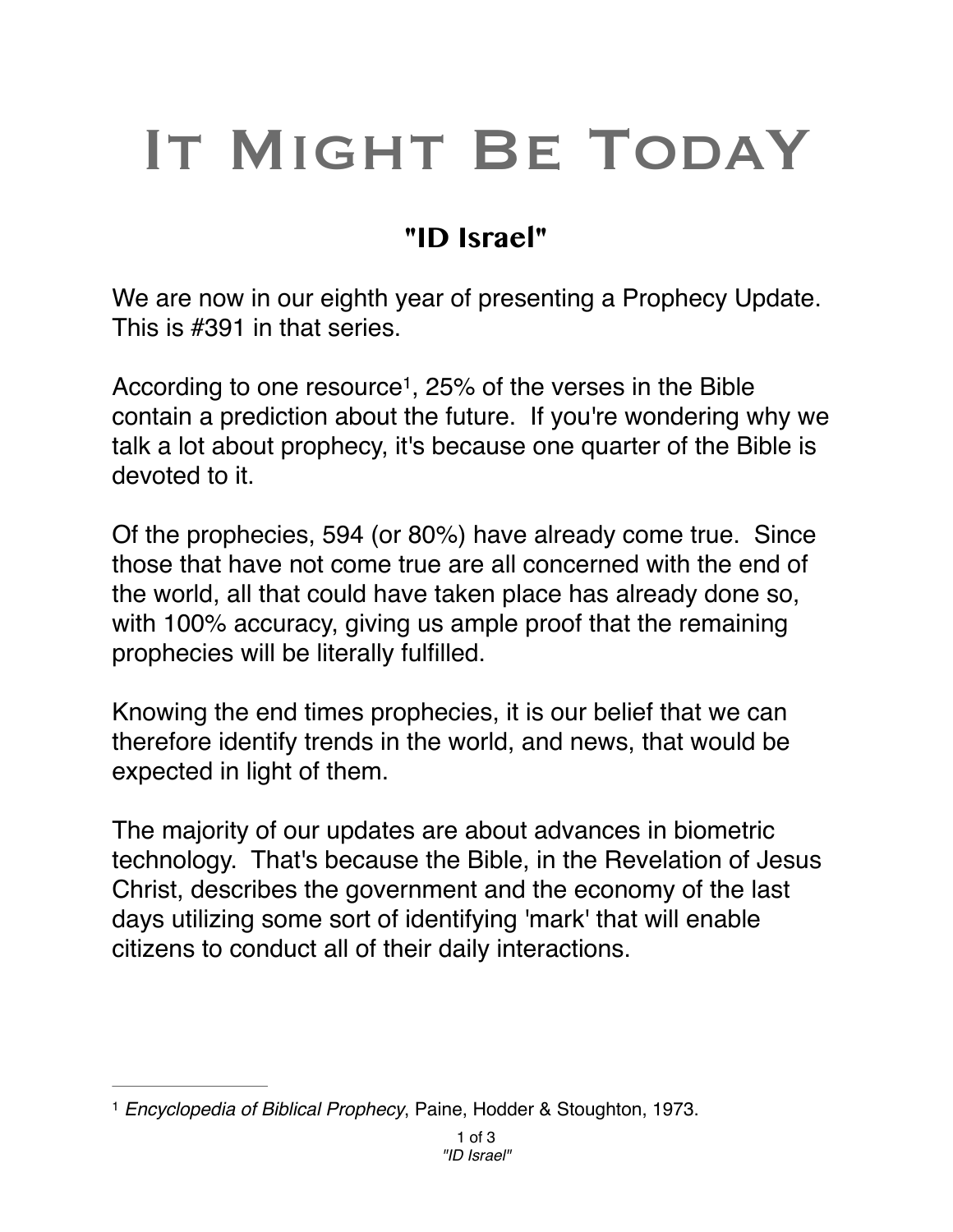# It Might Be Today

## "ID Israel"

We are now in our eighth year of presenting a Prophecy Update. This is #391 in that series.

According to one resource[1], 25% of the verses in the Bible contain a prediction about the future. If you're wondering why we talk a lot about prophecy, it's because one quarter of the Bible is devoted to it.

Of the prophecies, 594 (or 80%) have already come true. Since those that have not come true are all concerned with the end of the world, all that could have taken place has already done so, with 100% accuracy, giving us ample proof that the remaining prophecies will be literally fulfilled.

Knowing the end times prophecies, it is our belief that we can therefore identify trends in the world, and news, that would be expected in light of them.

The majority of our updates are about advances in biometric technology. That's because the Bible, in the Revelation of Jesus Christ, describes the government and the economy of the last days utilizing some sort of identifying 'mark' that will enable citizens to conduct all of their daily interactions.

---

[1] *Encyclopedia of Biblical Prophecy*, Paine, Hodder & Stoughton, 1973.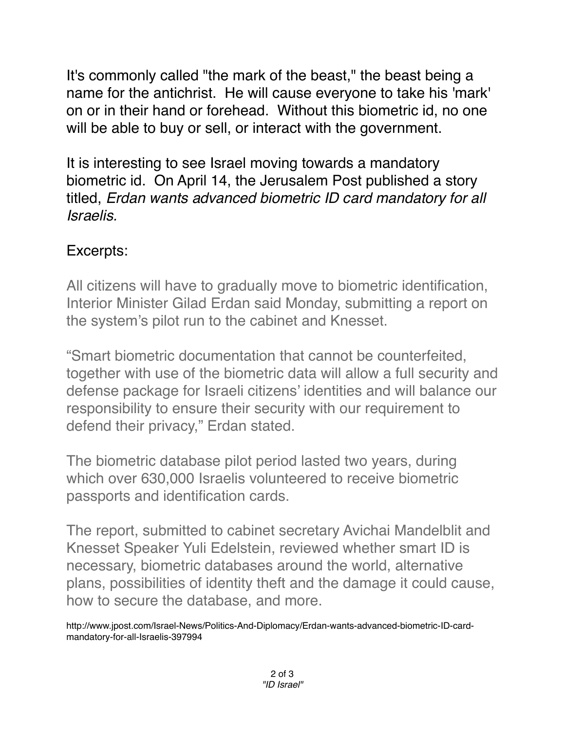It's commonly called "the mark of the beast," the beast being a name for the antichrist. He will cause everyone to take his 'mark' on or in their hand or forehead. Without this biometric id, no one will be able to buy or sell, or interact with the government.

It is interesting to see Israel moving towards a mandatory biometric id. On April 14, the Jerusalem Post published a story titled, *Erdan wants advanced biometric ID card mandatory for all Israelis.*

Excerpts:

All citizens will have to gradually move to biometric identification, Interior Minister Gilad Erdan said Monday, submitting a report on the system's pilot run to the cabinet and Knesset.

"Smart biometric documentation that cannot be counterfeited, together with use of the biometric data will allow a full security and defense package for Israeli citizens' identities and will balance our responsibility to ensure their security with our requirement to defend their privacy," Erdan stated.

The biometric database pilot period lasted two years, during which over 630,000 Israelis volunteered to receive biometric passports and identification cards.

The report, submitted to cabinet secretary Avichai Mandelblit and Knesset Speaker Yuli Edelstein, reviewed whether smart ID is necessary, biometric databases around the world, alternative plans, possibilities of identity theft and the damage it could cause, how to secure the database, and more.

http://www.jpost.com/Israel-News/Politics-And-Diplomacy/Erdan-wants-advanced-biometric-ID-card-mandatory-for-all-Israelis-397994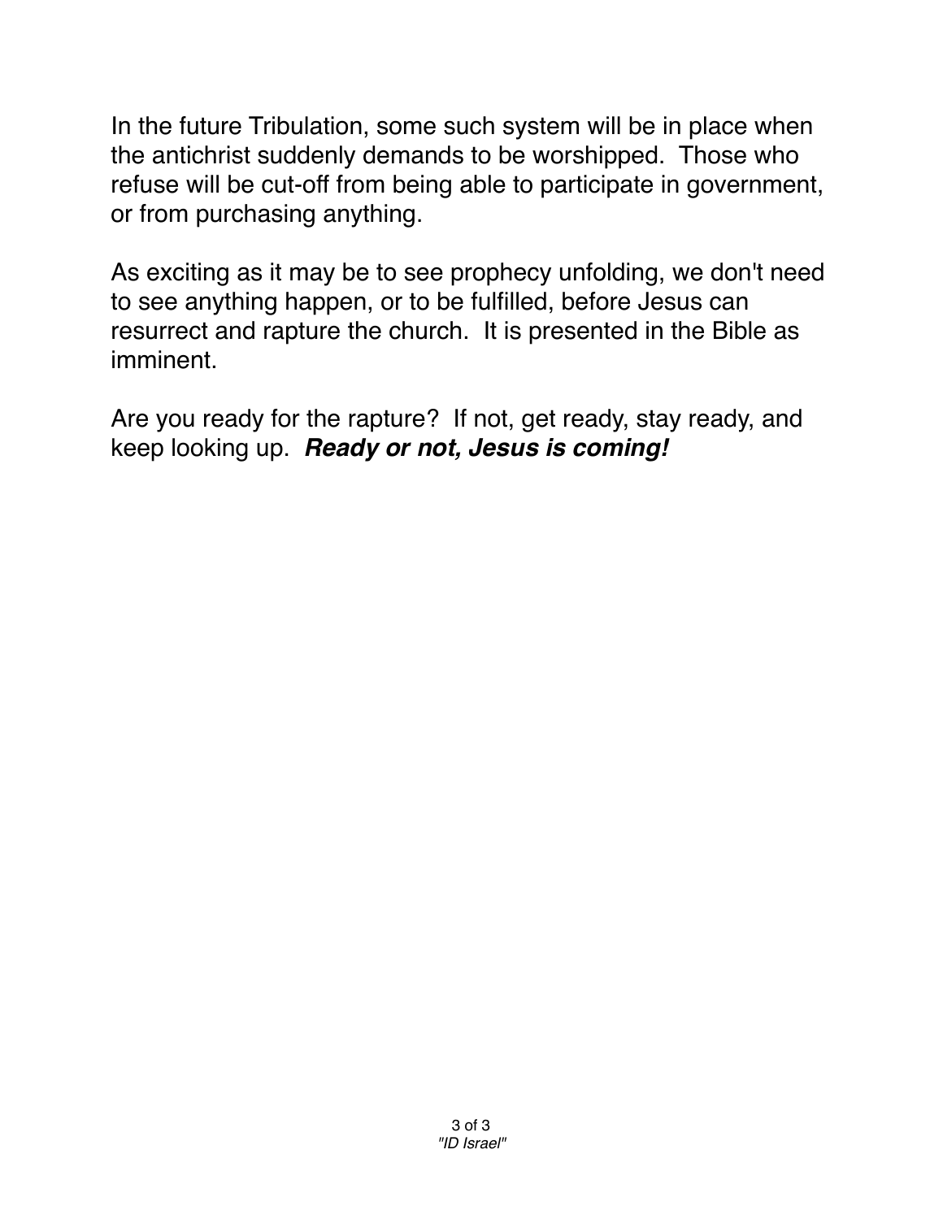In the future Tribulation, some such system will be in place when the antichrist suddenly demands to be worshipped.  Those who refuse will be cut-off from being able to participate in government, or from purchasing anything.

As exciting as it may be to see prophecy unfolding, we don't need to see anything happen, or to be fulfilled, before Jesus can resurrect and rapture the church.  It is presented in the Bible as imminent.

Are you ready for the rapture?  If not, get ready, stay ready, and keep looking up.  ***Ready or not, Jesus is coming!***